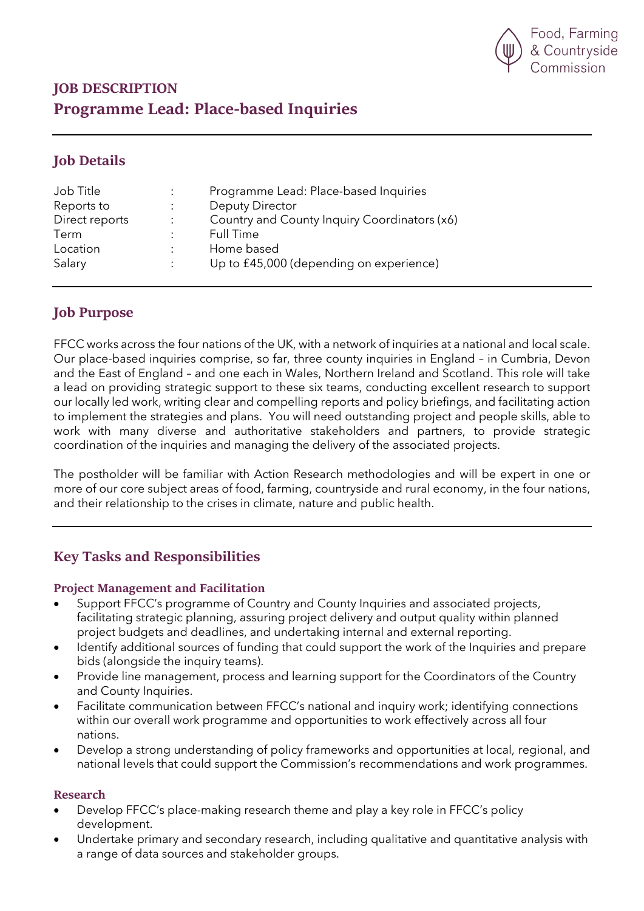Food, Farming & Countryside Commission

# JOB DESCRIPTION
# Programme Lead: Place-based Inquiries

## Job Details

| Job Title | : | Programme Lead: Place-based Inquiries |
|---|---|---|
| Reports to | : | Deputy Director |
| Direct reports | : | Country and County Inquiry Coordinators (x6) |
| Term | : | Full Time |
| Location | : | Home based |
| Salary | : | Up to £45,000 (depending on experience) |

## Job Purpose

FFCC works across the four nations of the UK, with a network of inquiries at a national and local scale. Our place-based inquiries comprise, so far, three county inquiries in England – in Cumbria, Devon and the East of England – and one each in Wales, Northern Ireland and Scotland. This role will take a lead on providing strategic support to these six teams, conducting excellent research to support our locally led work, writing clear and compelling reports and policy briefings, and facilitating action to implement the strategies and plans. You will need outstanding project and people skills, able to work with many diverse and authoritative stakeholders and partners, to provide strategic coordination of the inquiries and managing the delivery of the associated projects.

The postholder will be familiar with Action Research methodologies and will be expert in one or more of our core subject areas of food, farming, countryside and rural economy, in the four nations, and their relationship to the crises in climate, nature and public health.

## Key Tasks and Responsibilities

### Project Management and Facilitation

- Support FFCC's programme of Country and County Inquiries and associated projects, facilitating strategic planning, assuring project delivery and output quality within planned project budgets and deadlines, and undertaking internal and external reporting.
- Identify additional sources of funding that could support the work of the Inquiries and prepare bids (alongside the inquiry teams).
- Provide line management, process and learning support for the Coordinators of the Country and County Inquiries.
- Facilitate communication between FFCC's national and inquiry work; identifying connections within our overall work programme and opportunities to work effectively across all four nations.
- Develop a strong understanding of policy frameworks and opportunities at local, regional, and national levels that could support the Commission's recommendations and work programmes.

### Research

- Develop FFCC's place-making research theme and play a key role in FFCC's policy development.
- Undertake primary and secondary research, including qualitative and quantitative analysis with a range of data sources and stakeholder groups.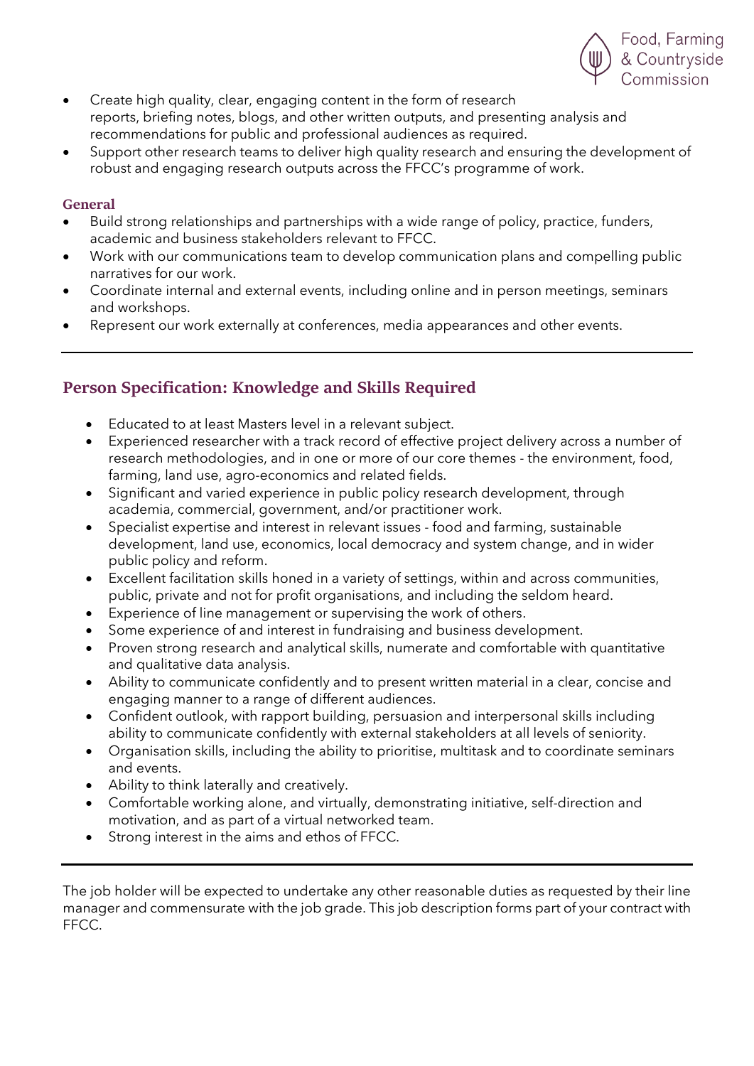- Create high quality, clear, engaging content in the form of research reports, briefing notes, blogs, and other written outputs, and presenting analysis and recommendations for public and professional audiences as required.
- Support other research teams to deliver high quality research and ensuring the development of robust and engaging research outputs across the FFCC's programme of work.

**General**

- Build strong relationships and partnerships with a wide range of policy, practice, funders, academic and business stakeholders relevant to FFCC.
- Work with our communications team to develop communication plans and compelling public narratives for our work.
- Coordinate internal and external events, including online and in person meetings, seminars and workshops.
- Represent our work externally at conferences, media appearances and other events.

---

## Person Specification: Knowledge and Skills Required

- Educated to at least Masters level in a relevant subject.
- Experienced researcher with a track record of effective project delivery across a number of research methodologies, and in one or more of our core themes - the environment, food, farming, land use, agro-economics and related fields.
- Significant and varied experience in public policy research development, through academia, commercial, government, and/or practitioner work.
- Specialist expertise and interest in relevant issues - food and farming, sustainable development, land use, economics, local democracy and system change, and in wider public policy and reform.
- Excellent facilitation skills honed in a variety of settings, within and across communities, public, private and not for profit organisations, and including the seldom heard.
- Experience of line management or supervising the work of others.
- Some experience of and interest in fundraising and business development.
- Proven strong research and analytical skills, numerate and comfortable with quantitative and qualitative data analysis.
- Ability to communicate confidently and to present written material in a clear, concise and engaging manner to a range of different audiences.
- Confident outlook, with rapport building, persuasion and interpersonal skills including ability to communicate confidently with external stakeholders at all levels of seniority.
- Organisation skills, including the ability to prioritise, multitask and to coordinate seminars and events.
- Ability to think laterally and creatively.
- Comfortable working alone, and virtually, demonstrating initiative, self-direction and motivation, and as part of a virtual networked team.
- Strong interest in the aims and ethos of FFCC.

---

The job holder will be expected to undertake any other reasonable duties as requested by their line manager and commensurate with the job grade. This job description forms part of your contract with FFCC.